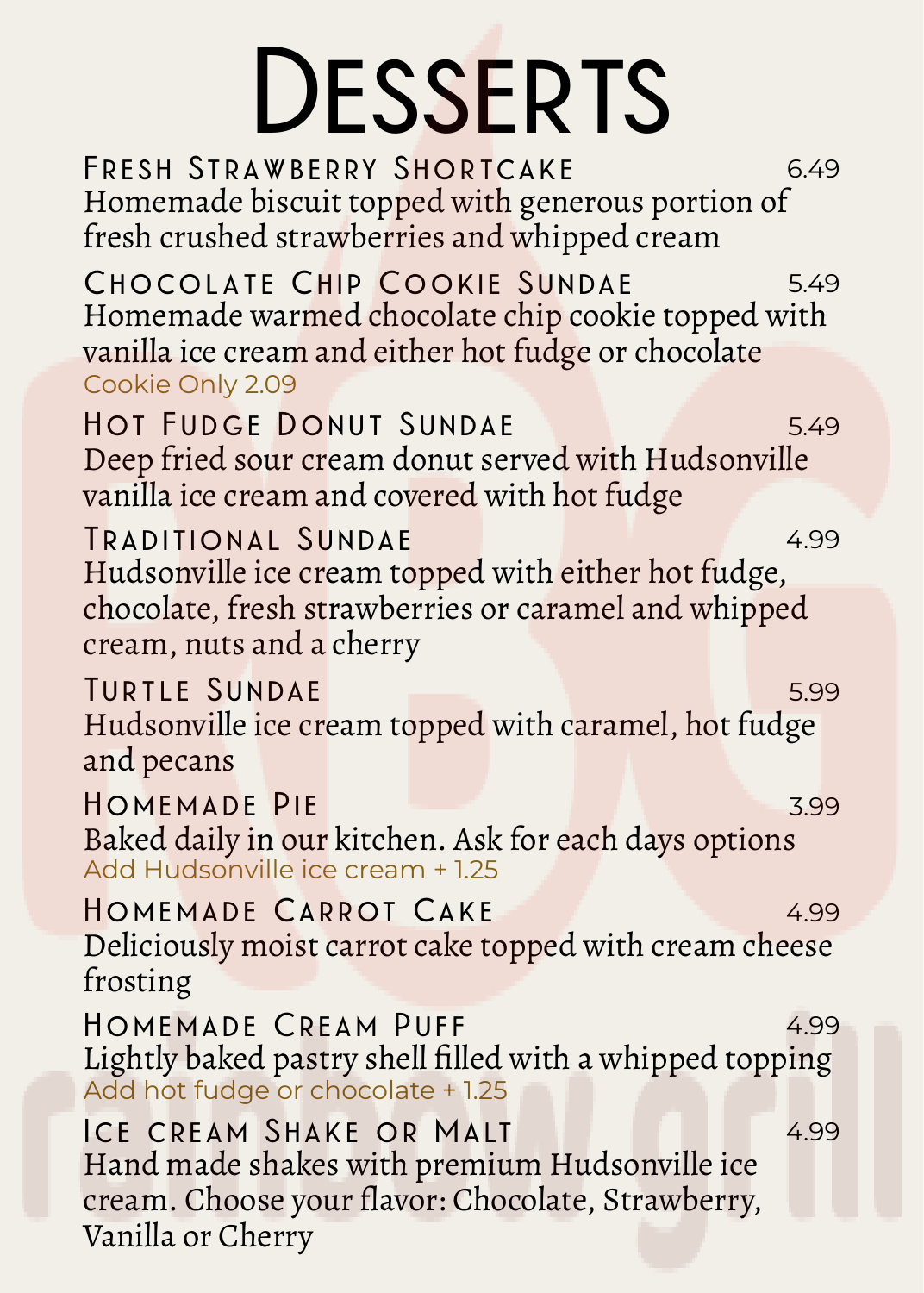# Desserts

## Fresh Strawberry Shortcake — 6.49

Homemade biscuit topped with generous portion of fresh crushed strawberries and whipped cream

## Chocolate Chip Cookie Sundae — 5.49

Homemade warmed chocolate chip cookie topped with vanilla ice cream and either hot fudge or chocolate

Cookie Only 2.09

## Hot Fudge Donut Sundae — 5.49

Deep fried sour cream donut served with Hudsonville vanilla ice cream and covered with hot fudge

## Traditional Sundae — 4.99

Hudsonville ice cream topped with either hot fudge, chocolate, fresh strawberries or caramel and whipped cream, nuts and a cherry

## Turtle Sundae — 5.99

Hudsonville ice cream topped with caramel, hot fudge and pecans

## Homemade Pie — 3.99

Baked daily in our kitchen. Ask for each days options

Add Hudsonville ice cream + 1.25

## Homemade Carrot Cake — 4.99

Deliciously moist carrot cake topped with cream cheese frosting

## Homemade Cream Puff — 4.99

Lightly baked pastry shell filled with a whipped topping

Add hot fudge or chocolate + 1.25

## Ice Cream Shake or Malt — 4.99

Hand made shakes with premium Hudsonville ice cream. Choose your flavor: Chocolate, Strawberry, Vanilla or Cherry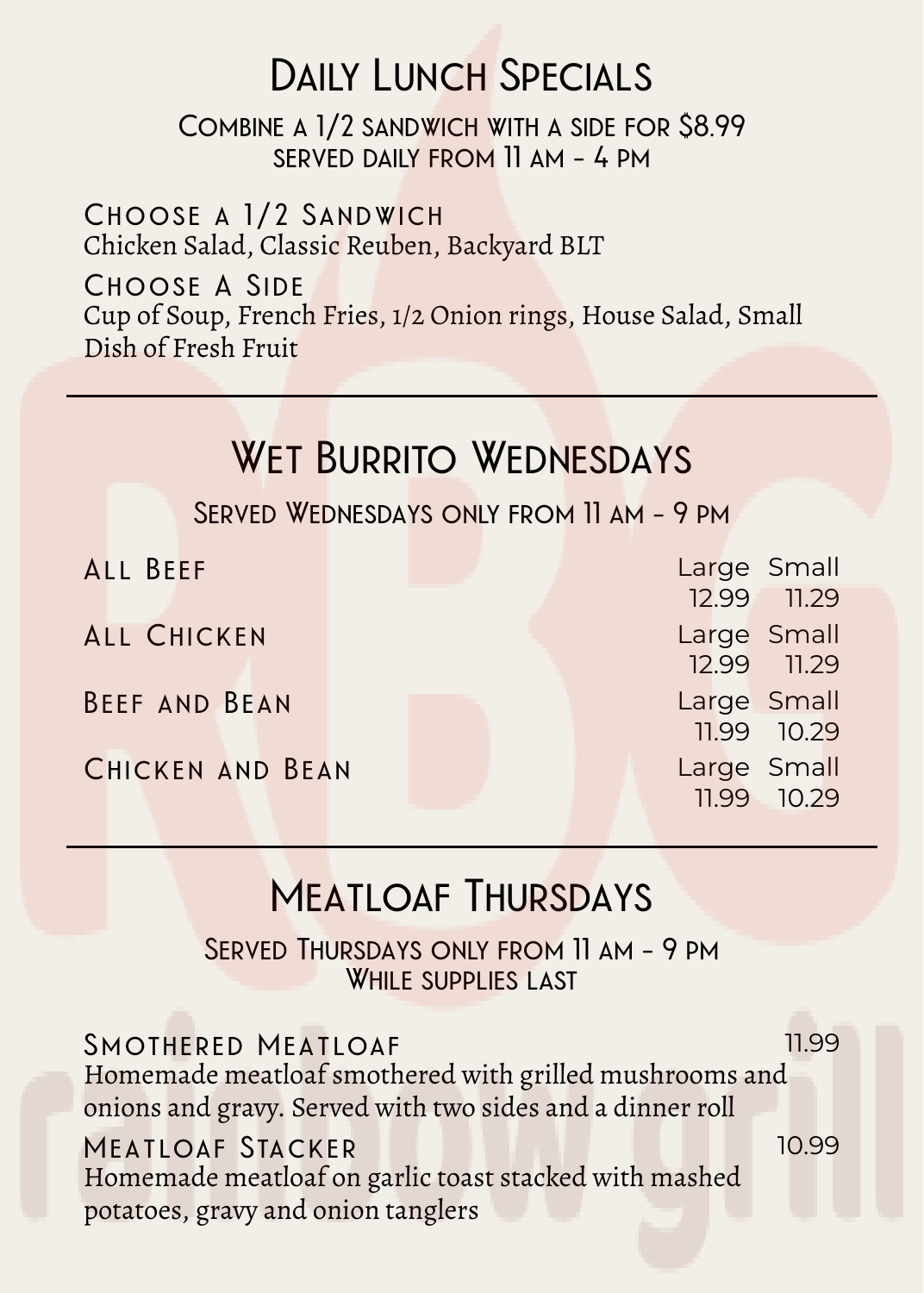# Daily Lunch Specials

Combine a 1/2 sandwich with a side for $8.99
served daily from 11 am - 4 pm

### Choose a 1/2 Sandwich

Chicken Salad, Classic Reuben, Backyard BLT

### Choose A Side

Cup of Soup, French Fries, 1/2 Onion rings, House Salad, Small Dish of Fresh Fruit

---

# Wet Burrito Wednesdays

Served Wednesdays only from 11 am - 9 pm

| | Large | Small |
|---|---|---|
| All Beef | 12.99 | 11.29 |
| All Chicken | 12.99 | 11.29 |
| Beef and Bean | 11.99 | 10.29 |
| Chicken and Bean | 11.99 | 10.29 |

---

# Meatloaf Thursdays

Served Thursdays only from 11 am - 9 pm
While supplies last

### Smothered Meatloaf — 11.99

Homemade meatloaf smothered with grilled mushrooms and onions and gravy. Served with two sides and a dinner roll

### Meatloaf Stacker — 10.99

Homemade meatloaf on garlic toast stacked with mashed potatoes, gravy and onion tanglers